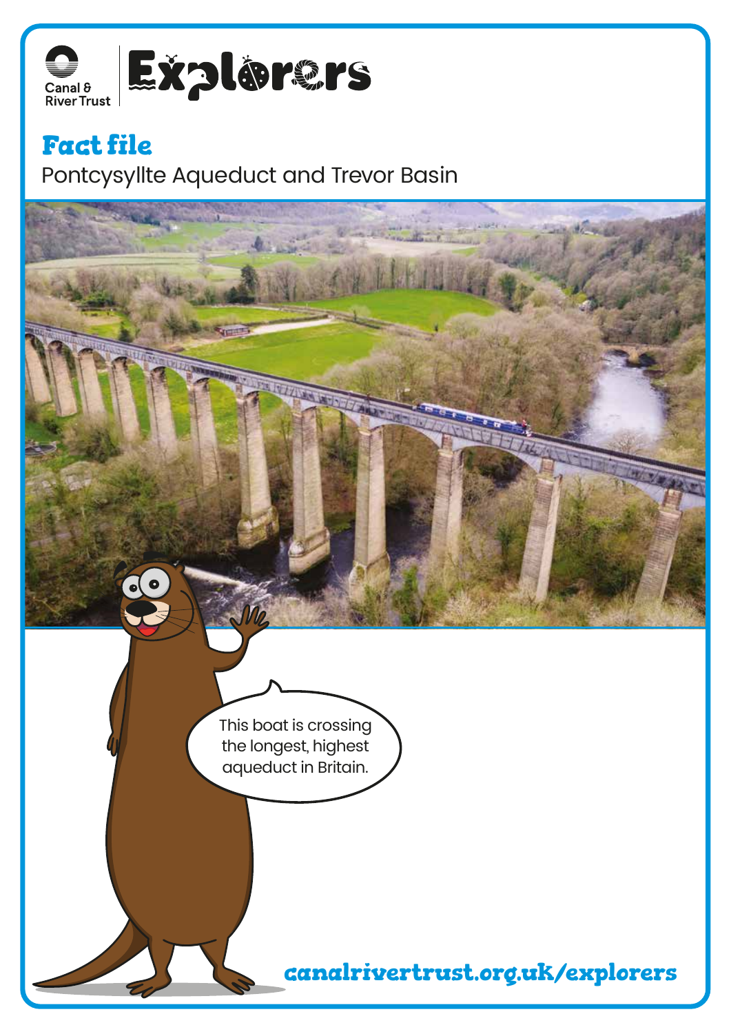Canal & River Trust | Explorers

# Fact file

Pontcysyllte Aqueduct and Trevor Basin

This boat is crossing the longest, highest aqueduct in Britain.

canalrivertrust.org.uk/explorers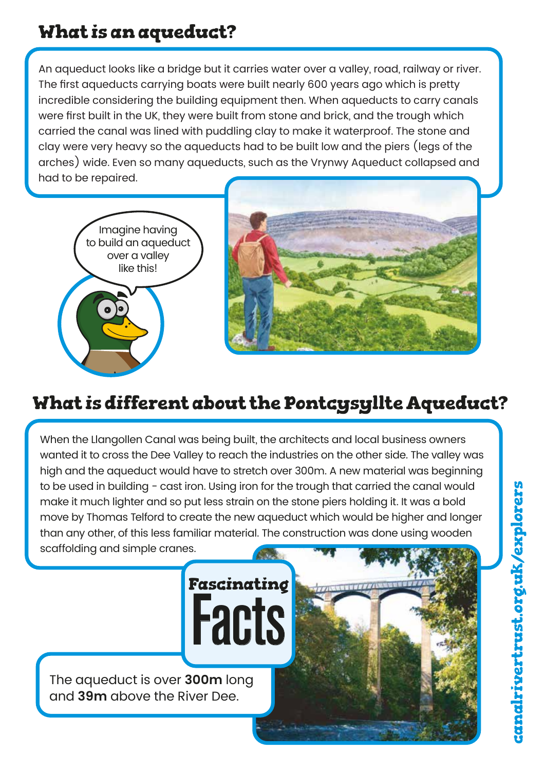# What is an aqueduct?

An aqueduct looks like a bridge but it carries water over a valley, road, railway or river. The first aqueducts carrying boats were built nearly 600 years ago which is pretty incredible considering the building equipment then. When aqueducts to carry canals were first built in the UK, they were built from stone and brick, and the trough which carried the canal was lined with puddling clay to make it waterproof. The stone and clay were very heavy so the aqueducts had to be built low and the piers (legs of the arches) wide. Even so many aqueducts, such as the Vrynwy Aqueduct collapsed and had to be repaired.

Imagine having to build an aqueduct over a valley like this!

# What is different about the Pontcysyllte Aqueduct?

When the Llangollen Canal was being built, the architects and local business owners wanted it to cross the Dee Valley to reach the industries on the other side. The valley was high and the aqueduct would have to stretch over 300m. A new material was beginning to be used in building - cast iron. Using iron for the trough that carried the canal would make it much lighter and so put less strain on the stone piers holding it. It was a bold move by Thomas Telford to create the new aqueduct which would be higher and longer than any other, of this less familiar material. The construction was done using wooden scaffolding and simple cranes.

## Fascinating Facts

The aqueduct is over **300m** long and **39m** above the River Dee.

canalrivertrust.org.uk/explorers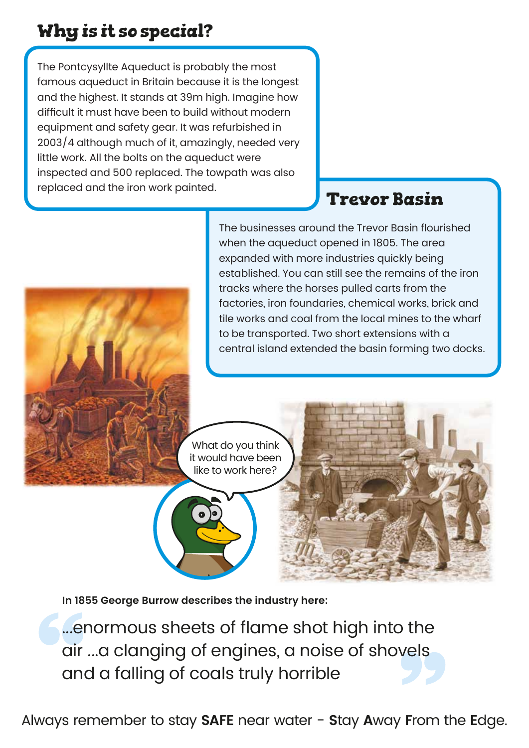## Why is it so special?

The Pontcysyllte Aqueduct is probably the most famous aqueduct in Britain because it is the longest and the highest. It stands at 39m high. Imagine how difficult it must have been to build without modern equipment and safety gear. It was refurbished in 2003/4 although much of it, amazingly, needed very little work. All the bolts on the aqueduct were inspected and 500 replaced. The towpath was also replaced and the iron work painted.

## Trevor Basin

The businesses around the Trevor Basin flourished when the aqueduct opened in 1805. The area expanded with more industries quickly being established. You can still see the remains of the iron tracks where the horses pulled carts from the factories, iron foundaries, chemical works, brick and tile works and coal from the local mines to the wharf to be transported. Two short extensions with a central island extended the basin forming two docks.

What do you think it would have been like to work here?

**In 1855 George Burrow describes the industry here:**

> ...enormous sheets of flame shot high into the air ...a clanging of engines, a noise of shovels and a falling of coals truly horrible

Always remember to stay **SAFE** near water - **S**tay **A**way **F**rom the **E**dge.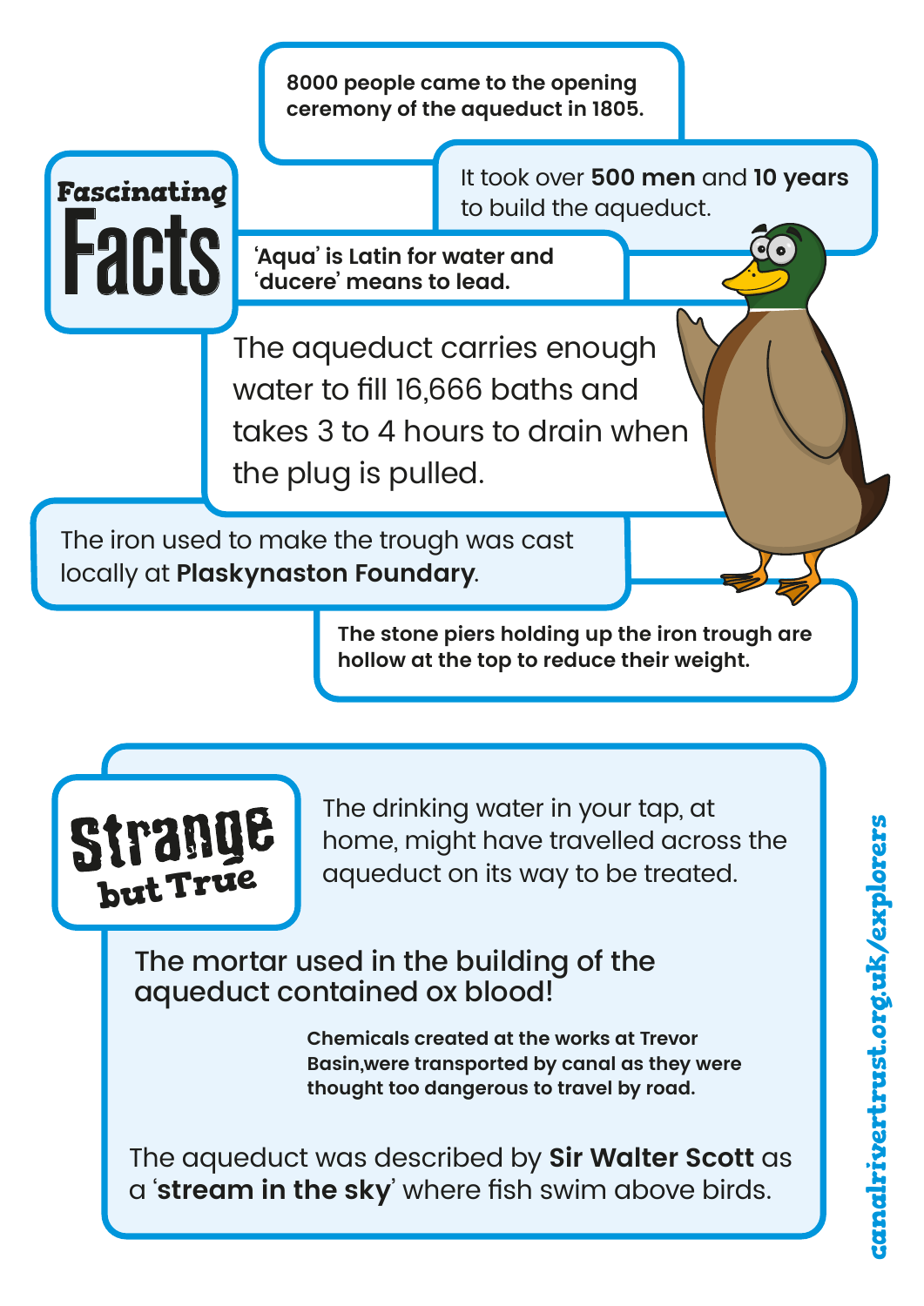## Fascinating Facts

**8000 people came to the opening ceremony of the aqueduct in 1805.**

It took over **500 men** and **10 years** to build the aqueduct.

**'Aqua' is Latin for water and 'ducere' means to lead.**

The aqueduct carries enough water to fill 16,666 baths and takes 3 to 4 hours to drain when the plug is pulled.

The iron used to make the trough was cast locally at **Plaskynaston Foundary**.

**The stone piers holding up the iron trough are hollow at the top to reduce their weight.**

## Strange but True

The drinking water in your tap, at home, might have travelled across the aqueduct on its way to be treated.

The mortar used in the building of the aqueduct contained ox blood!

**Chemicals created at the works at Trevor Basin,were transported by canal as they were thought too dangerous to travel by road.**

The aqueduct was described by **Sir Walter Scott** as a '**stream in the sky**' where fish swim above birds.

canalrivertrust.org.uk/explorers